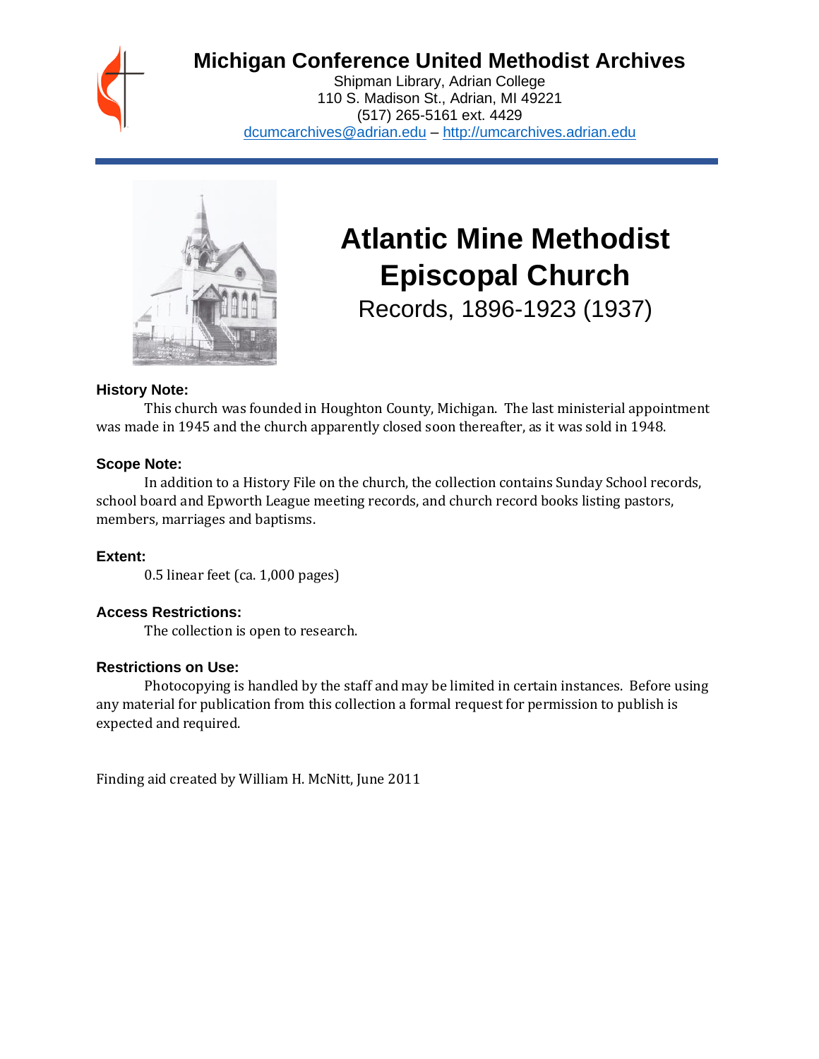# Michigan Conference United Methodist Archives

Shipman Library, Adrian College
110 S. Madison St., Adrian, MI 49221
(517) 265-5161 ext. 4429
dcumcarchives@adrian.edu – http://umcarchives.adrian.edu

# Atlantic Mine Methodist Episcopal Church

Records, 1896-1923 (1937)

**History Note:**

This church was founded in Houghton County, Michigan. The last ministerial appointment was made in 1945 and the church apparently closed soon thereafter, as it was sold in 1948.

**Scope Note:**

In addition to a History File on the church, the collection contains Sunday School records, school board and Epworth League meeting records, and church record books listing pastors, members, marriages and baptisms.

**Extent:**

0.5 linear feet (ca. 1,000 pages)

**Access Restrictions:**

The collection is open to research.

**Restrictions on Use:**

Photocopying is handled by the staff and may be limited in certain instances. Before using any material for publication from this collection a formal request for permission to publish is expected and required.

Finding aid created by William H. McNitt, June 2011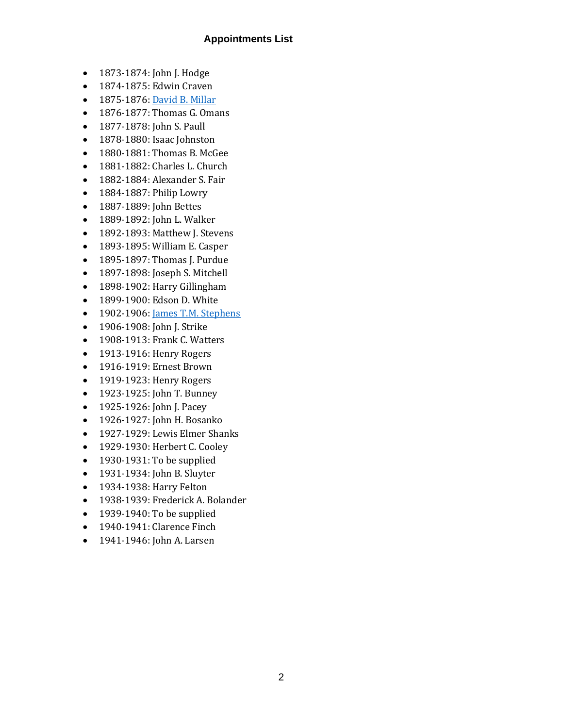# Appointments List

- 1873-1874: John J. Hodge
- 1874-1875: Edwin Craven
- 1875-1876: David B. Millar
- 1876-1877: Thomas G. Omans
- 1877-1878: John S. Paull
- 1878-1880: Isaac Johnston
- 1880-1881: Thomas B. McGee
- 1881-1882: Charles L. Church
- 1882-1884: Alexander S. Fair
- 1884-1887: Philip Lowry
- 1887-1889: John Bettes
- 1889-1892: John L. Walker
- 1892-1893: Matthew J. Stevens
- 1893-1895: William E. Casper
- 1895-1897: Thomas J. Purdue
- 1897-1898: Joseph S. Mitchell
- 1898-1902: Harry Gillingham
- 1899-1900: Edson D. White
- 1902-1906: James T.M. Stephens
- 1906-1908: John J. Strike
- 1908-1913: Frank C. Watters
- 1913-1916: Henry Rogers
- 1916-1919: Ernest Brown
- 1919-1923: Henry Rogers
- 1923-1925: John T. Bunney
- 1925-1926: John J. Pacey
- 1926-1927: John H. Bosanko
- 1927-1929: Lewis Elmer Shanks
- 1929-1930: Herbert C. Cooley
- 1930-1931: To be supplied
- 1931-1934: John B. Sluyter
- 1934-1938: Harry Felton
- 1938-1939: Frederick A. Bolander
- 1939-1940: To be supplied
- 1940-1941: Clarence Finch
- 1941-1946: John A. Larsen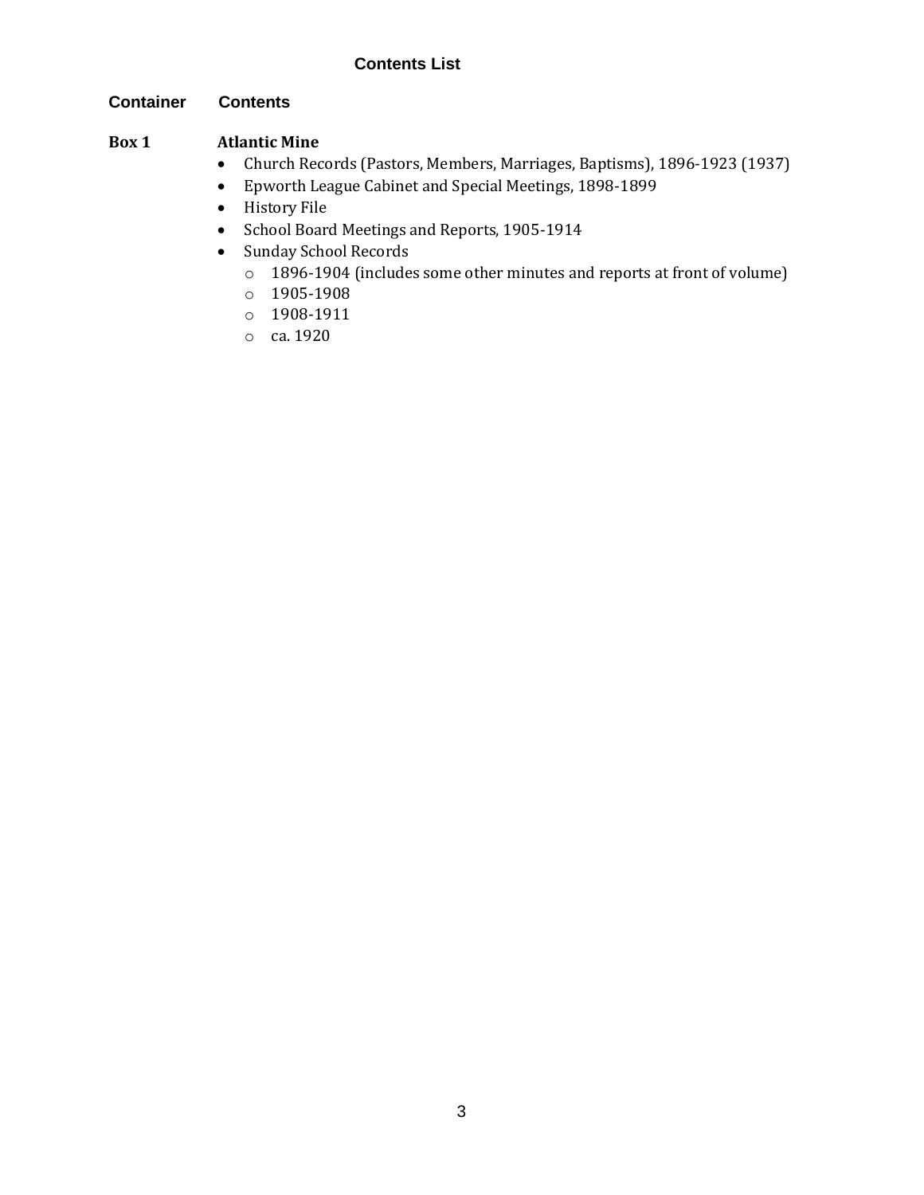## Contents List

| Container | Contents |
|---|---|
| **Box 1** | **Atlantic Mine** |

**Box 1** — **Atlantic Mine**

- Church Records (Pastors, Members, Marriages, Baptisms), 1896-1923 (1937)
- Epworth League Cabinet and Special Meetings, 1898-1899
- History File
- School Board Meetings and Reports, 1905-1914
- Sunday School Records
  - 1896-1904 (includes some other minutes and reports at front of volume)
  - 1905-1908
  - 1908-1911
  - ca. 1920